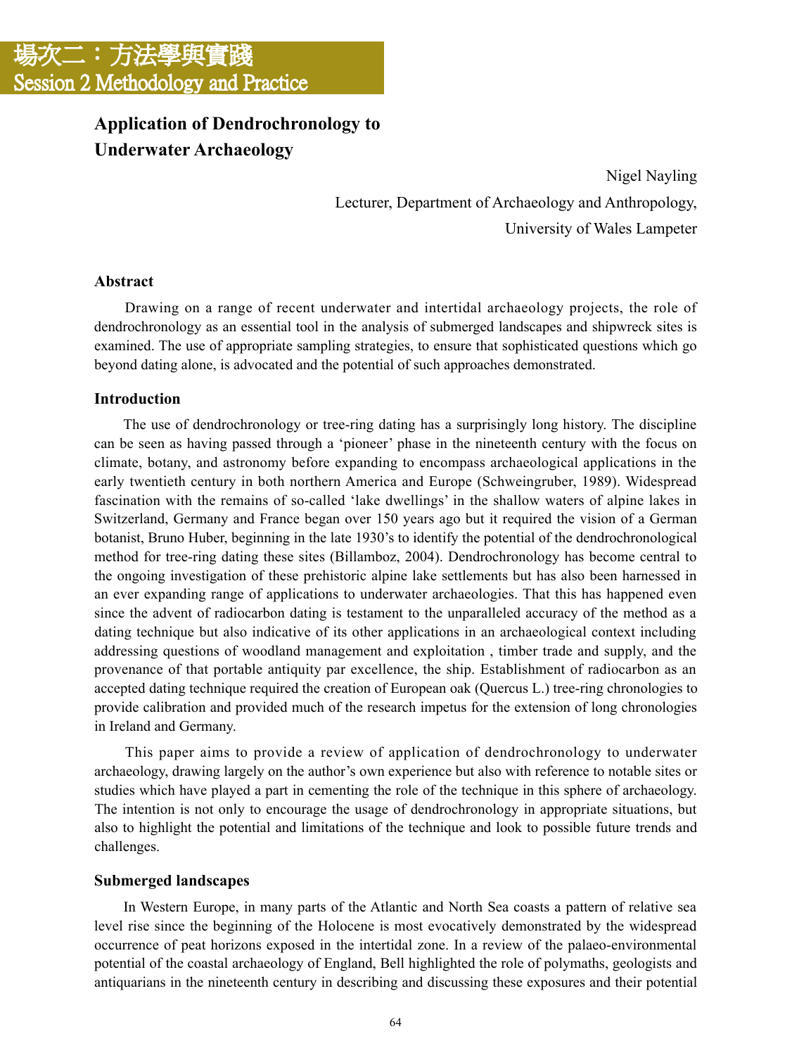# 場次二：方法學與實踐
# Session 2 Methodology and Practice

## Application of Dendrochronology to Underwater Archaeology

Nigel Nayling

Lecturer, Department of Archaeology and Anthropology,

University of Wales Lampeter

### Abstract

Drawing on a range of recent underwater and intertidal archaeology projects, the role of dendrochronology as an essential tool in the analysis of submerged landscapes and shipwreck sites is examined. The use of appropriate sampling strategies, to ensure that sophisticated questions which go beyond dating alone, is advocated and the potential of such approaches demonstrated.

### Introduction

The use of dendrochronology or tree-ring dating has a surprisingly long history. The discipline can be seen as having passed through a 'pioneer' phase in the nineteenth century with the focus on climate, botany, and astronomy before expanding to encompass archaeological applications in the early twentieth century in both northern America and Europe (Schweingruber, 1989). Widespread fascination with the remains of so-called 'lake dwellings' in the shallow waters of alpine lakes in Switzerland, Germany and France began over 150 years ago but it required the vision of a German botanist, Bruno Huber, beginning in the late 1930's to identify the potential of the dendrochronological method for tree-ring dating these sites (Billamboz, 2004). Dendrochronology has become central to the ongoing investigation of these prehistoric alpine lake settlements but has also been harnessed in an ever expanding range of applications to underwater archaeologies. That this has happened even since the advent of radiocarbon dating is testament to the unparalleled accuracy of the method as a dating technique but also indicative of its other applications in an archaeological context including addressing questions of woodland management and exploitation , timber trade and supply, and the provenance of that portable antiquity par excellence, the ship. Establishment of radiocarbon as an accepted dating technique required the creation of European oak (Quercus L.) tree-ring chronologies to provide calibration and provided much of the research impetus for the extension of long chronologies in Ireland and Germany.

This paper aims to provide a review of application of dendrochronology to underwater archaeology, drawing largely on the author's own experience but also with reference to notable sites or studies which have played a part in cementing the role of the technique in this sphere of archaeology. The intention is not only to encourage the usage of dendrochronology in appropriate situations, but also to highlight the potential and limitations of the technique and look to possible future trends and challenges.

### Submerged landscapes

In Western Europe, in many parts of the Atlantic and North Sea coasts a pattern of relative sea level rise since the beginning of the Holocene is most evocatively demonstrated by the widespread occurrence of peat horizons exposed in the intertidal zone. In a review of the palaeo-environmental potential of the coastal archaeology of England, Bell highlighted the role of polymaths, geologists and antiquarians in the nineteenth century in describing and discussing these exposures and their potential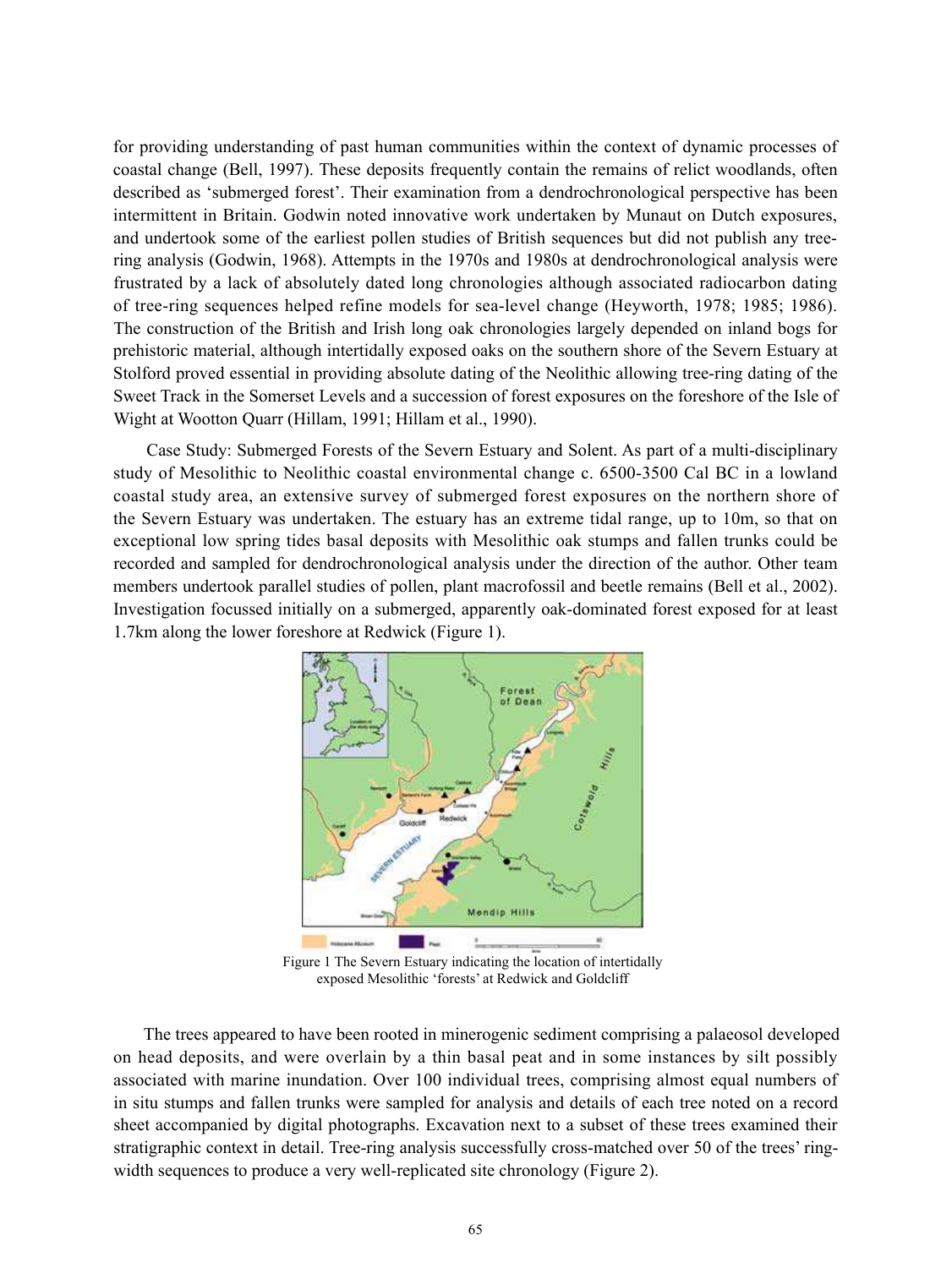for providing understanding of past human communities within the context of dynamic processes of coastal change (Bell, 1997). These deposits frequently contain the remains of relict woodlands, often described as 'submerged forest'. Their examination from a dendrochronological perspective has been intermittent in Britain. Godwin noted innovative work undertaken by Munaut on Dutch exposures, and undertook some of the earliest pollen studies of British sequences but did not publish any tree-ring analysis (Godwin, 1968). Attempts in the 1970s and 1980s at dendrochronological analysis were frustrated by a lack of absolutely dated long chronologies although associated radiocarbon dating of tree-ring sequences helped refine models for sea-level change (Heyworth, 1978; 1985; 1986). The construction of the British and Irish long oak chronologies largely depended on inland bogs for prehistoric material, although intertidally exposed oaks on the southern shore of the Severn Estuary at Stolford proved essential in providing absolute dating of the Neolithic allowing tree-ring dating of the Sweet Track in the Somerset Levels and a succession of forest exposures on the foreshore of the Isle of Wight at Wootton Quarr (Hillam, 1991; Hillam et al., 1990).

Case Study: Submerged Forests of the Severn Estuary and Solent. As part of a multi-disciplinary study of Mesolithic to Neolithic coastal environmental change c. 6500-3500 Cal BC in a lowland coastal study area, an extensive survey of submerged forest exposures on the northern shore of the Severn Estuary was undertaken. The estuary has an extreme tidal range, up to 10m, so that on exceptional low spring tides basal deposits with Mesolithic oak stumps and fallen trunks could be recorded and sampled for dendrochronological analysis under the direction of the author. Other team members undertook parallel studies of pollen, plant macrofossil and beetle remains (Bell et al., 2002). Investigation focussed initially on a submerged, apparently oak-dominated forest exposed for at least 1.7km along the lower foreshore at Redwick (Figure 1).

Figure 1 The Severn Estuary indicating the location of intertidally exposed Mesolithic 'forests' at Redwick and Goldcliff

The trees appeared to have been rooted in minerogenic sediment comprising a palaeosol developed on head deposits, and were overlain by a thin basal peat and in some instances by silt possibly associated with marine inundation. Over 100 individual trees, comprising almost equal numbers of in situ stumps and fallen trunks were sampled for analysis and details of each tree noted on a record sheet accompanied by digital photographs. Excavation next to a subset of these trees examined their stratigraphic context in detail. Tree-ring analysis successfully cross-matched over 50 of the trees' ring-width sequences to produce a very well-replicated site chronology (Figure 2).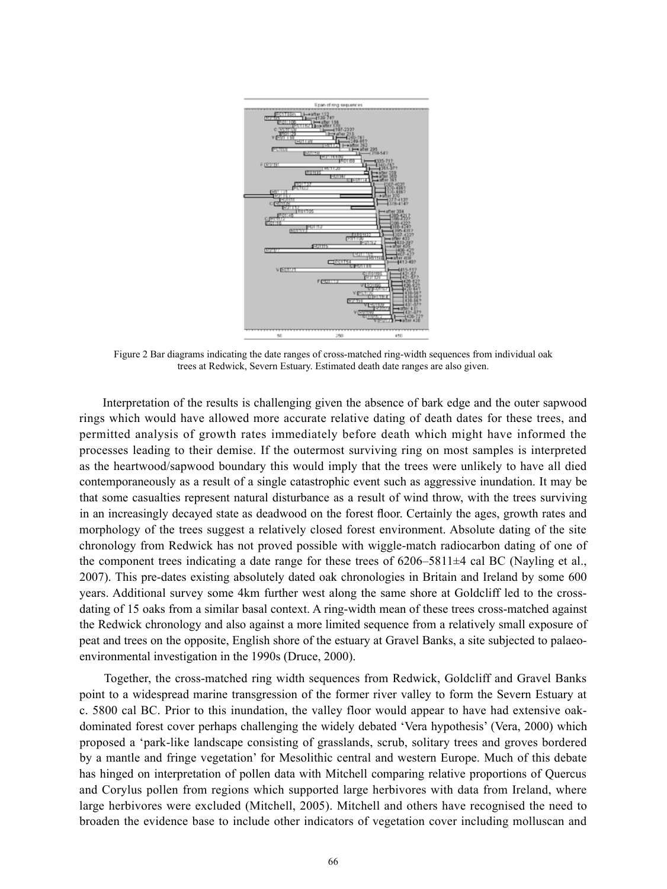Figure 2 Bar diagrams indicating the date ranges of cross-matched ring-width sequences from individual oak trees at Redwick, Severn Estuary. Estimated death date ranges are also given.

Interpretation of the results is challenging given the absence of bark edge and the outer sapwood rings which would have allowed more accurate relative dating of death dates for these trees, and permitted analysis of growth rates immediately before death which might have informed the processes leading to their demise. If the outermost surviving ring on most samples is interpreted as the heartwood/sapwood boundary this would imply that the trees were unlikely to have all died contemporaneously as a result of a single catastrophic event such as aggressive inundation. It may be that some casualties represent natural disturbance as a result of wind throw, with the trees surviving in an increasingly decayed state as deadwood on the forest floor. Certainly the ages, growth rates and morphology of the trees suggest a relatively closed forest environment. Absolute dating of the site chronology from Redwick has not proved possible with wiggle-match radiocarbon dating of one of the component trees indicating a date range for these trees of 6206–5811±4 cal BC (Nayling et al., 2007). This pre-dates existing absolutely dated oak chronologies in Britain and Ireland by some 600 years. Additional survey some 4km further west along the same shore at Goldcliff led to the cross-dating of 15 oaks from a similar basal context. A ring-width mean of these trees cross-matched against the Redwick chronology and also against a more limited sequence from a relatively small exposure of peat and trees on the opposite, English shore of the estuary at Gravel Banks, a site subjected to palaeo-environmental investigation in the 1990s (Druce, 2000).

Together, the cross-matched ring width sequences from Redwick, Goldcliff and Gravel Banks point to a widespread marine transgression of the former river valley to form the Severn Estuary at c. 5800 cal BC. Prior to this inundation, the valley floor would appear to have had extensive oak-dominated forest cover perhaps challenging the widely debated 'Vera hypothesis' (Vera, 2000) which proposed a 'park-like landscape consisting of grasslands, scrub, solitary trees and groves bordered by a mantle and fringe vegetation' for Mesolithic central and western Europe. Much of this debate has hinged on interpretation of pollen data with Mitchell comparing relative proportions of Quercus and Corylus pollen from regions which supported large herbivores with data from Ireland, where large herbivores were excluded (Mitchell, 2005). Mitchell and others have recognised the need to broaden the evidence base to include other indicators of vegetation cover including molluscan and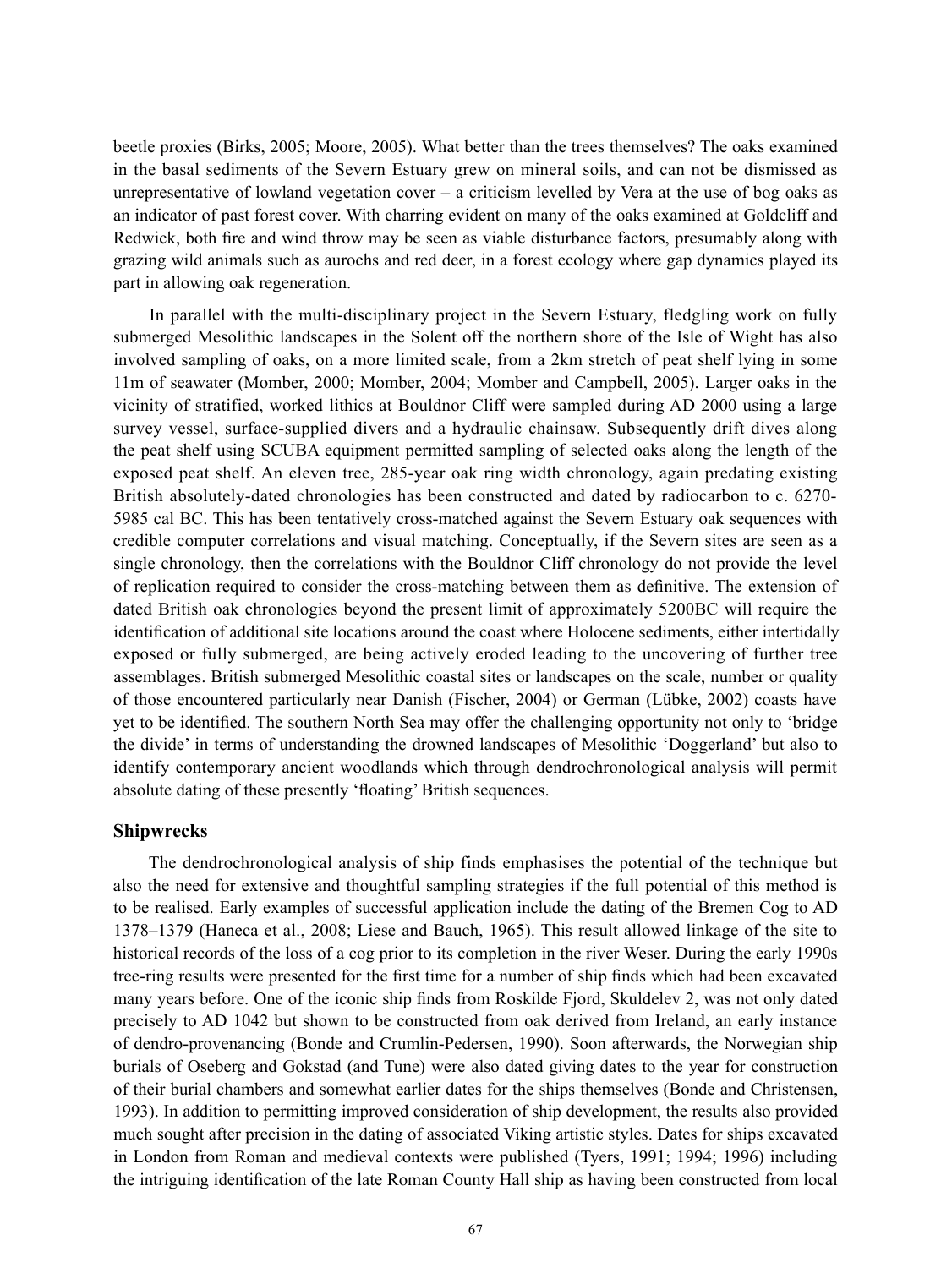beetle proxies (Birks, 2005; Moore, 2005). What better than the trees themselves? The oaks examined in the basal sediments of the Severn Estuary grew on mineral soils, and can not be dismissed as unrepresentative of lowland vegetation cover – a criticism levelled by Vera at the use of bog oaks as an indicator of past forest cover. With charring evident on many of the oaks examined at Goldcliff and Redwick, both fire and wind throw may be seen as viable disturbance factors, presumably along with grazing wild animals such as aurochs and red deer, in a forest ecology where gap dynamics played its part in allowing oak regeneration.

In parallel with the multi-disciplinary project in the Severn Estuary, fledgling work on fully submerged Mesolithic landscapes in the Solent off the northern shore of the Isle of Wight has also involved sampling of oaks, on a more limited scale, from a 2km stretch of peat shelf lying in some 11m of seawater (Momber, 2000; Momber, 2004; Momber and Campbell, 2005). Larger oaks in the vicinity of stratified, worked lithics at Bouldnor Cliff were sampled during AD 2000 using a large survey vessel, surface-supplied divers and a hydraulic chainsaw. Subsequently drift dives along the peat shelf using SCUBA equipment permitted sampling of selected oaks along the length of the exposed peat shelf. An eleven tree, 285-year oak ring width chronology, again predating existing British absolutely-dated chronologies has been constructed and dated by radiocarbon to c. 6270-5985 cal BC. This has been tentatively cross-matched against the Severn Estuary oak sequences with credible computer correlations and visual matching. Conceptually, if the Severn sites are seen as a single chronology, then the correlations with the Bouldnor Cliff chronology do not provide the level of replication required to consider the cross-matching between them as definitive. The extension of dated British oak chronologies beyond the present limit of approximately 5200BC will require the identification of additional site locations around the coast where Holocene sediments, either intertidally exposed or fully submerged, are being actively eroded leading to the uncovering of further tree assemblages. British submerged Mesolithic coastal sites or landscapes on the scale, number or quality of those encountered particularly near Danish (Fischer, 2004) or German (Lübke, 2002) coasts have yet to be identified. The southern North Sea may offer the challenging opportunity not only to 'bridge the divide' in terms of understanding the drowned landscapes of Mesolithic 'Doggerland' but also to identify contemporary ancient woodlands which through dendrochronological analysis will permit absolute dating of these presently 'floating' British sequences.

## Shipwrecks

The dendrochronological analysis of ship finds emphasises the potential of the technique but also the need for extensive and thoughtful sampling strategies if the full potential of this method is to be realised. Early examples of successful application include the dating of the Bremen Cog to AD 1378–1379 (Haneca et al., 2008; Liese and Bauch, 1965). This result allowed linkage of the site to historical records of the loss of a cog prior to its completion in the river Weser. During the early 1990s tree-ring results were presented for the first time for a number of ship finds which had been excavated many years before. One of the iconic ship finds from Roskilde Fjord, Skuldelev 2, was not only dated precisely to AD 1042 but shown to be constructed from oak derived from Ireland, an early instance of dendro-provenancing (Bonde and Crumlin-Pedersen, 1990). Soon afterwards, the Norwegian ship burials of Oseberg and Gokstad (and Tune) were also dated giving dates to the year for construction of their burial chambers and somewhat earlier dates for the ships themselves (Bonde and Christensen, 1993). In addition to permitting improved consideration of ship development, the results also provided much sought after precision in the dating of associated Viking artistic styles. Dates for ships excavated in London from Roman and medieval contexts were published (Tyers, 1991; 1994; 1996) including the intriguing identification of the late Roman County Hall ship as having been constructed from local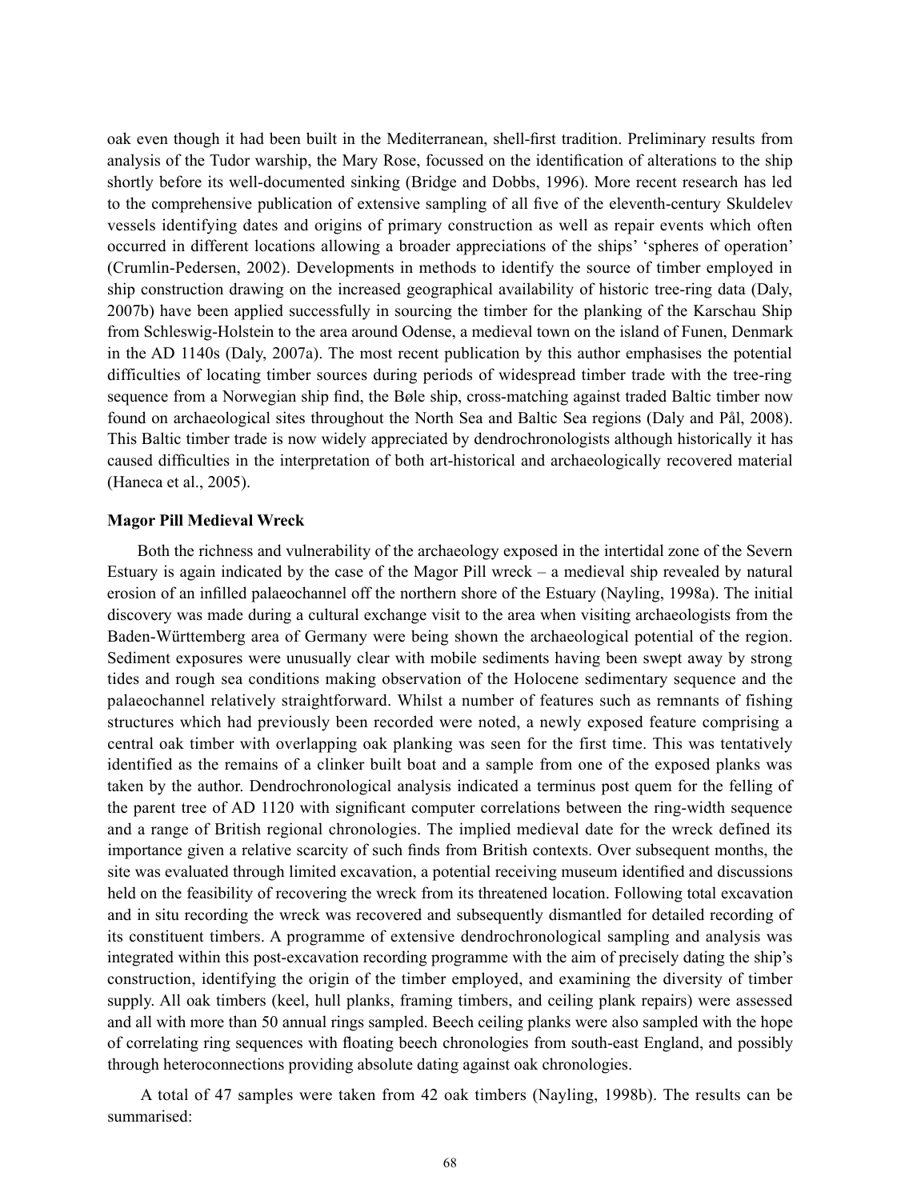oak even though it had been built in the Mediterranean, shell-first tradition. Preliminary results from analysis of the Tudor warship, the Mary Rose, focussed on the identification of alterations to the ship shortly before its well-documented sinking (Bridge and Dobbs, 1996). More recent research has led to the comprehensive publication of extensive sampling of all five of the eleventh-century Skuldelev vessels identifying dates and origins of primary construction as well as repair events which often occurred in different locations allowing a broader appreciations of the ships' 'spheres of operation' (Crumlin-Pedersen, 2002). Developments in methods to identify the source of timber employed in ship construction drawing on the increased geographical availability of historic tree-ring data (Daly, 2007b) have been applied successfully in sourcing the timber for the planking of the Karschau Ship from Schleswig-Holstein to the area around Odense, a medieval town on the island of Funen, Denmark in the AD 1140s (Daly, 2007a). The most recent publication by this author emphasises the potential difficulties of locating timber sources during periods of widespread timber trade with the tree-ring sequence from a Norwegian ship find, the Bøle ship, cross-matching against traded Baltic timber now found on archaeological sites throughout the North Sea and Baltic Sea regions (Daly and Pål, 2008). This Baltic timber trade is now widely appreciated by dendrochronologists although historically it has caused difficulties in the interpretation of both art-historical and archaeologically recovered material (Haneca et al., 2005).

### Magor Pill Medieval Wreck

Both the richness and vulnerability of the archaeology exposed in the intertidal zone of the Severn Estuary is again indicated by the case of the Magor Pill wreck – a medieval ship revealed by natural erosion of an infilled palaeochannel off the northern shore of the Estuary (Nayling, 1998a). The initial discovery was made during a cultural exchange visit to the area when visiting archaeologists from the Baden-Württemberg area of Germany were being shown the archaeological potential of the region. Sediment exposures were unusually clear with mobile sediments having been swept away by strong tides and rough sea conditions making observation of the Holocene sedimentary sequence and the palaeochannel relatively straightforward. Whilst a number of features such as remnants of fishing structures which had previously been recorded were noted, a newly exposed feature comprising a central oak timber with overlapping oak planking was seen for the first time. This was tentatively identified as the remains of a clinker built boat and a sample from one of the exposed planks was taken by the author. Dendrochronological analysis indicated a terminus post quem for the felling of the parent tree of AD 1120 with significant computer correlations between the ring-width sequence and a range of British regional chronologies. The implied medieval date for the wreck defined its importance given a relative scarcity of such finds from British contexts. Over subsequent months, the site was evaluated through limited excavation, a potential receiving museum identified and discussions held on the feasibility of recovering the wreck from its threatened location. Following total excavation and in situ recording the wreck was recovered and subsequently dismantled for detailed recording of its constituent timbers. A programme of extensive dendrochronological sampling and analysis was integrated within this post-excavation recording programme with the aim of precisely dating the ship's construction, identifying the origin of the timber employed, and examining the diversity of timber supply. All oak timbers (keel, hull planks, framing timbers, and ceiling plank repairs) were assessed and all with more than 50 annual rings sampled. Beech ceiling planks were also sampled with the hope of correlating ring sequences with floating beech chronologies from south-east England, and possibly through heteroconnections providing absolute dating against oak chronologies.

A total of 47 samples were taken from 42 oak timbers (Nayling, 1998b). The results can be summarised: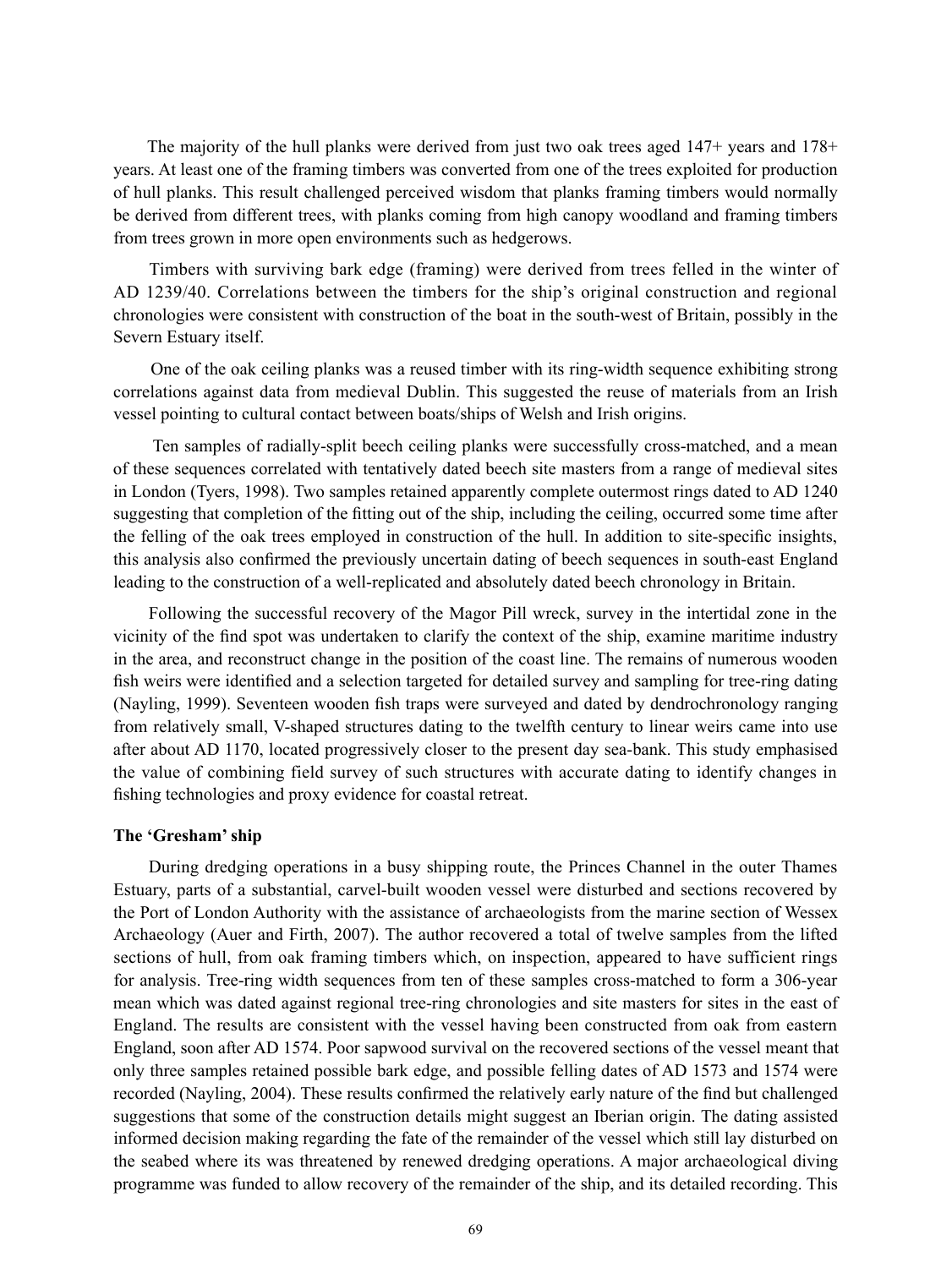The majority of the hull planks were derived from just two oak trees aged 147+ years and 178+ years. At least one of the framing timbers was converted from one of the trees exploited for production of hull planks. This result challenged perceived wisdom that planks framing timbers would normally be derived from different trees, with planks coming from high canopy woodland and framing timbers from trees grown in more open environments such as hedgerows.

Timbers with surviving bark edge (framing) were derived from trees felled in the winter of AD 1239/40. Correlations between the timbers for the ship's original construction and regional chronologies were consistent with construction of the boat in the south-west of Britain, possibly in the Severn Estuary itself.

One of the oak ceiling planks was a reused timber with its ring-width sequence exhibiting strong correlations against data from medieval Dublin. This suggested the reuse of materials from an Irish vessel pointing to cultural contact between boats/ships of Welsh and Irish origins.

Ten samples of radially-split beech ceiling planks were successfully cross-matched, and a mean of these sequences correlated with tentatively dated beech site masters from a range of medieval sites in London (Tyers, 1998). Two samples retained apparently complete outermost rings dated to AD 1240 suggesting that completion of the fitting out of the ship, including the ceiling, occurred some time after the felling of the oak trees employed in construction of the hull. In addition to site-specific insights, this analysis also confirmed the previously uncertain dating of beech sequences in south-east England leading to the construction of a well-replicated and absolutely dated beech chronology in Britain.

Following the successful recovery of the Magor Pill wreck, survey in the intertidal zone in the vicinity of the find spot was undertaken to clarify the context of the ship, examine maritime industry in the area, and reconstruct change in the position of the coast line. The remains of numerous wooden fish weirs were identified and a selection targeted for detailed survey and sampling for tree-ring dating (Nayling, 1999). Seventeen wooden fish traps were surveyed and dated by dendrochronology ranging from relatively small, V-shaped structures dating to the twelfth century to linear weirs came into use after about AD 1170, located progressively closer to the present day sea-bank. This study emphasised the value of combining field survey of such structures with accurate dating to identify changes in fishing technologies and proxy evidence for coastal retreat.

### The 'Gresham' ship

During dredging operations in a busy shipping route, the Princes Channel in the outer Thames Estuary, parts of a substantial, carvel-built wooden vessel were disturbed and sections recovered by the Port of London Authority with the assistance of archaeologists from the marine section of Wessex Archaeology (Auer and Firth, 2007). The author recovered a total of twelve samples from the lifted sections of hull, from oak framing timbers which, on inspection, appeared to have sufficient rings for analysis. Tree-ring width sequences from ten of these samples cross-matched to form a 306-year mean which was dated against regional tree-ring chronologies and site masters for sites in the east of England. The results are consistent with the vessel having been constructed from oak from eastern England, soon after AD 1574. Poor sapwood survival on the recovered sections of the vessel meant that only three samples retained possible bark edge, and possible felling dates of AD 1573 and 1574 were recorded (Nayling, 2004). These results confirmed the relatively early nature of the find but challenged suggestions that some of the construction details might suggest an Iberian origin. The dating assisted informed decision making regarding the fate of the remainder of the vessel which still lay disturbed on the seabed where its was threatened by renewed dredging operations. A major archaeological diving programme was funded to allow recovery of the remainder of the ship, and its detailed recording. This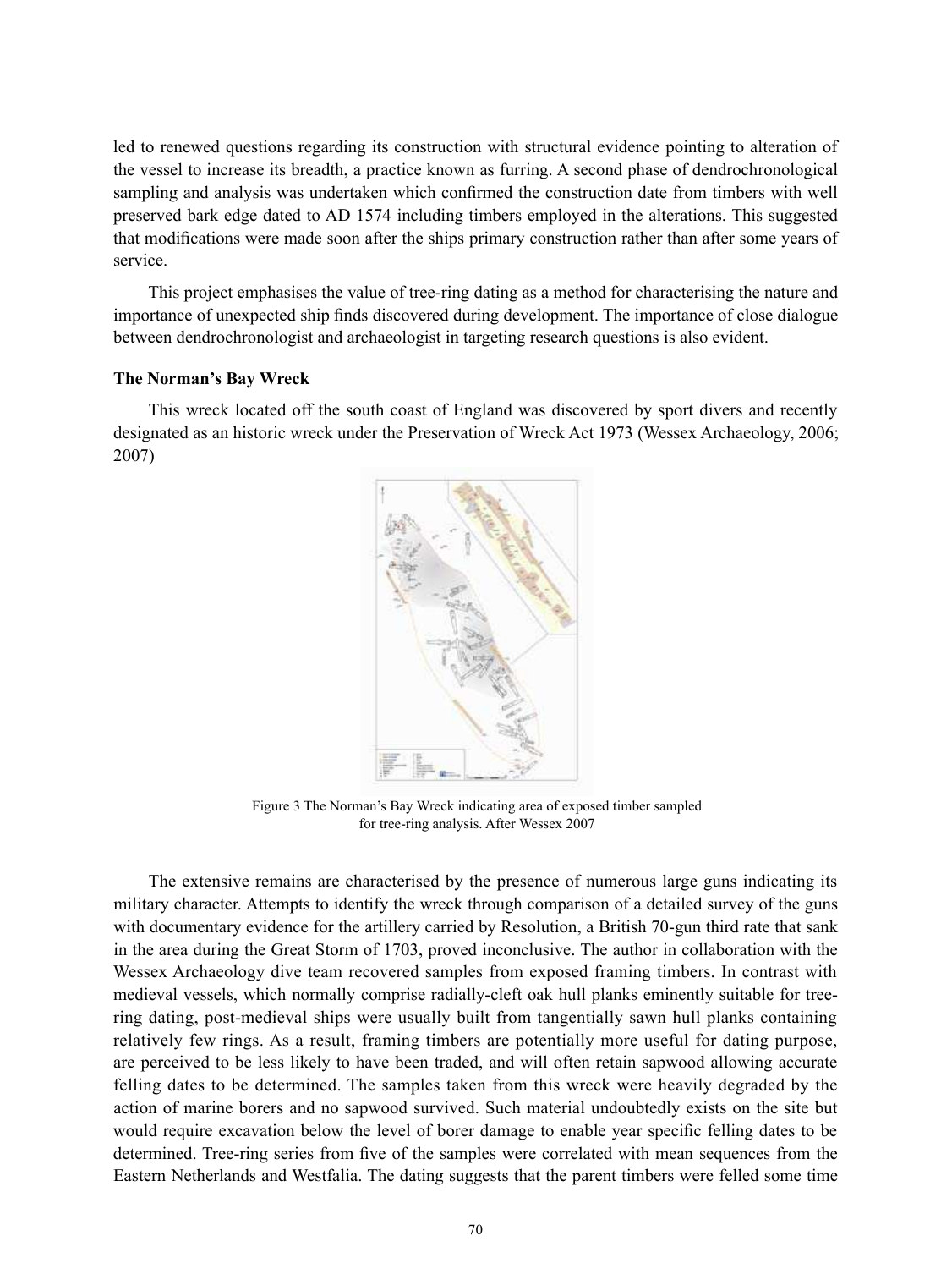led to renewed questions regarding its construction with structural evidence pointing to alteration of the vessel to increase its breadth, a practice known as furring. A second phase of dendrochronological sampling and analysis was undertaken which confirmed the construction date from timbers with well preserved bark edge dated to AD 1574 including timbers employed in the alterations. This suggested that modifications were made soon after the ships primary construction rather than after some years of service.

This project emphasises the value of tree-ring dating as a method for characterising the nature and importance of unexpected ship finds discovered during development. The importance of close dialogue between dendrochronologist and archaeologist in targeting research questions is also evident.

**The Norman's Bay Wreck**

This wreck located off the south coast of England was discovered by sport divers and recently designated as an historic wreck under the Preservation of Wreck Act 1973 (Wessex Archaeology, 2006; 2007)

Figure 3 The Norman's Bay Wreck indicating area of exposed timber sampled for tree-ring analysis. After Wessex 2007

The extensive remains are characterised by the presence of numerous large guns indicating its military character. Attempts to identify the wreck through comparison of a detailed survey of the guns with documentary evidence for the artillery carried by Resolution, a British 70-gun third rate that sank in the area during the Great Storm of 1703, proved inconclusive. The author in collaboration with the Wessex Archaeology dive team recovered samples from exposed framing timbers. In contrast with medieval vessels, which normally comprise radially-cleft oak hull planks eminently suitable for tree-ring dating, post-medieval ships were usually built from tangentially sawn hull planks containing relatively few rings. As a result, framing timbers are potentially more useful for dating purpose, are perceived to be less likely to have been traded, and will often retain sapwood allowing accurate felling dates to be determined. The samples taken from this wreck were heavily degraded by the action of marine borers and no sapwood survived. Such material undoubtedly exists on the site but would require excavation below the level of borer damage to enable year specific felling dates to be determined. Tree-ring series from five of the samples were correlated with mean sequences from the Eastern Netherlands and Westfalia. The dating suggests that the parent timbers were felled some time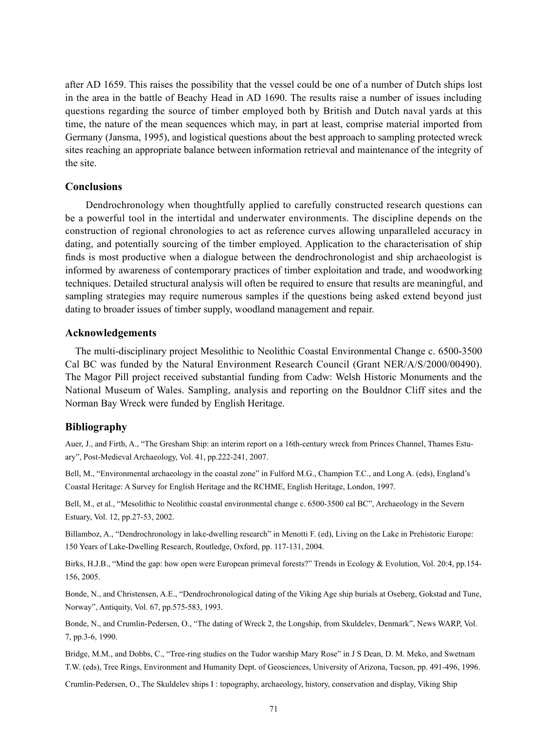after AD 1659. This raises the possibility that the vessel could be one of a number of Dutch ships lost in the area in the battle of Beachy Head in AD 1690. The results raise a number of issues including questions regarding the source of timber employed both by British and Dutch naval yards at this time, the nature of the mean sequences which may, in part at least, comprise material imported from Germany (Jansma, 1995), and logistical questions about the best approach to sampling protected wreck sites reaching an appropriate balance between information retrieval and maintenance of the integrity of the site.

## Conclusions

Dendrochronology when thoughtfully applied to carefully constructed research questions can be a powerful tool in the intertidal and underwater environments. The discipline depends on the construction of regional chronologies to act as reference curves allowing unparalleled accuracy in dating, and potentially sourcing of the timber employed. Application to the characterisation of ship finds is most productive when a dialogue between the dendrochronologist and ship archaeologist is informed by awareness of contemporary practices of timber exploitation and trade, and woodworking techniques. Detailed structural analysis will often be required to ensure that results are meaningful, and sampling strategies may require numerous samples if the questions being asked extend beyond just dating to broader issues of timber supply, woodland management and repair.

## Acknowledgements

The multi-disciplinary project Mesolithic to Neolithic Coastal Environmental Change c. 6500-3500 Cal BC was funded by the Natural Environment Research Council (Grant NER/A/S/2000/00490). The Magor Pill project received substantial funding from Cadw: Welsh Historic Monuments and the National Museum of Wales. Sampling, analysis and reporting on the Bouldnor Cliff sites and the Norman Bay Wreck were funded by English Heritage.

## Bibliography

Auer, J., and Firth, A., "The Gresham Ship: an interim report on a 16th-century wreck from Princes Channel, Thames Estuary", Post-Medieval Archaeology, Vol. 41, pp.222-241, 2007.

Bell, M., "Environmental archaeology in the coastal zone" in Fulford M.G., Champion T.C., and Long A. (eds), England's Coastal Heritage: A Survey for English Heritage and the RCHME, English Heritage, London, 1997.

Bell, M., et al., "Mesolithic to Neolithic coastal environmental change c. 6500-3500 cal BC", Archaeology in the Severn Estuary, Vol. 12, pp.27-53, 2002.

Billamboz, A., "Dendrochronology in lake-dwelling research" in Menotti F. (ed), Living on the Lake in Prehistoric Europe: 150 Years of Lake-Dwelling Research, Routledge, Oxford, pp. 117-131, 2004.

Birks, H.J.B., "Mind the gap: how open were European primeval forests?" Trends in Ecology & Evolution, Vol. 20:4, pp.154-156, 2005.

Bonde, N., and Christensen, A.E., "Dendrochronological dating of the Viking Age ship burials at Oseberg, Gokstad and Tune, Norway", Antiquity, Vol. 67, pp.575-583, 1993.

Bonde, N., and Crumlin-Pedersen, O., "The dating of Wreck 2, the Longship, from Skuldelev, Denmark", News WARP, Vol. 7, pp.3-6, 1990.

Bridge, M.M., and Dobbs, C., "Tree-ring studies on the Tudor warship Mary Rose" in J S Dean, D. M. Meko, and Swetnam T.W. (eds), Tree Rings, Environment and Humanity Dept. of Geosciences, University of Arizona, Tucson, pp. 491-496, 1996.

Crumlin-Pedersen, O., The Skuldelev ships I : topography, archaeology, history, conservation and display, Viking Ship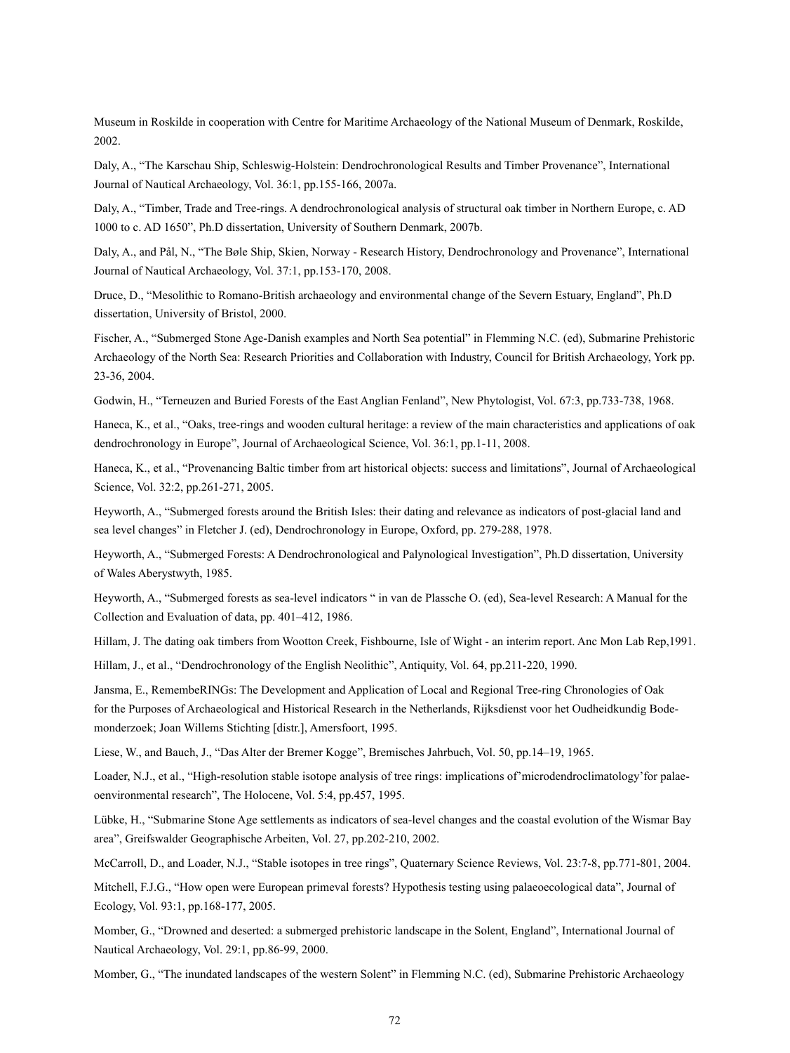Museum in Roskilde in cooperation with Centre for Maritime Archaeology of the National Museum of Denmark, Roskilde, 2002.

Daly, A., "The Karschau Ship, Schleswig-Holstein: Dendrochronological Results and Timber Provenance", International Journal of Nautical Archaeology, Vol. 36:1, pp.155-166, 2007a.

Daly, A., "Timber, Trade and Tree-rings. A dendrochronological analysis of structural oak timber in Northern Europe, c. AD 1000 to c. AD 1650", Ph.D dissertation, University of Southern Denmark, 2007b.

Daly, A., and Pål, N., "The Bøle Ship, Skien, Norway - Research History, Dendrochronology and Provenance", International Journal of Nautical Archaeology, Vol. 37:1, pp.153-170, 2008.

Druce, D., "Mesolithic to Romano-British archaeology and environmental change of the Severn Estuary, England", Ph.D dissertation, University of Bristol, 2000.

Fischer, A., "Submerged Stone Age-Danish examples and North Sea potential" in Flemming N.C. (ed), Submarine Prehistoric Archaeology of the North Sea: Research Priorities and Collaboration with Industry, Council for British Archaeology, York pp. 23-36, 2004.

Godwin, H., "Terneuzen and Buried Forests of the East Anglian Fenland", New Phytologist, Vol. 67:3, pp.733-738, 1968.

Haneca, K., et al., "Oaks, tree-rings and wooden cultural heritage: a review of the main characteristics and applications of oak dendrochronology in Europe", Journal of Archaeological Science, Vol. 36:1, pp.1-11, 2008.

Haneca, K., et al., "Provenancing Baltic timber from art historical objects: success and limitations", Journal of Archaeological Science, Vol. 32:2, pp.261-271, 2005.

Heyworth, A., "Submerged forests around the British Isles: their dating and relevance as indicators of post-glacial land and sea level changes" in Fletcher J. (ed), Dendrochronology in Europe, Oxford, pp. 279-288, 1978.

Heyworth, A., "Submerged Forests: A Dendrochronological and Palynological Investigation", Ph.D dissertation, University of Wales Aberystwyth, 1985.

Heyworth, A., "Submerged forests as sea-level indicators " in van de Plassche O. (ed), Sea-level Research: A Manual for the Collection and Evaluation of data, pp. 401–412, 1986.

Hillam, J. The dating oak timbers from Wootton Creek, Fishbourne, Isle of Wight - an interim report. Anc Mon Lab Rep,1991.

Hillam, J., et al., "Dendrochronology of the English Neolithic", Antiquity, Vol. 64, pp.211-220, 1990.

Jansma, E., RemembeRINGs: The Development and Application of Local and Regional Tree-ring Chronologies of Oak for the Purposes of Archaeological and Historical Research in the Netherlands, Rijksdienst voor het Oudheidkundig Bodemonderzoek; Joan Willems Stichting [distr.], Amersfoort, 1995.

Liese, W., and Bauch, J., "Das Alter der Bremer Kogge", Bremisches Jahrbuch, Vol. 50, pp.14–19, 1965.

Loader, N.J., et al., "High-resolution stable isotope analysis of tree rings: implications of'microdendroclimatology'for palaeoenvironmental research", The Holocene, Vol. 5:4, pp.457, 1995.

Lübke, H., "Submarine Stone Age settlements as indicators of sea-level changes and the coastal evolution of the Wismar Bay area", Greifswalder Geographische Arbeiten, Vol. 27, pp.202-210, 2002.

McCarroll, D., and Loader, N.J., "Stable isotopes in tree rings", Quaternary Science Reviews, Vol. 23:7-8, pp.771-801, 2004.

Mitchell, F.J.G., "How open were European primeval forests? Hypothesis testing using palaeoecological data", Journal of Ecology, Vol. 93:1, pp.168-177, 2005.

Momber, G., "Drowned and deserted: a submerged prehistoric landscape in the Solent, England", International Journal of Nautical Archaeology, Vol. 29:1, pp.86-99, 2000.

Momber, G., "The inundated landscapes of the western Solent" in Flemming N.C. (ed), Submarine Prehistoric Archaeology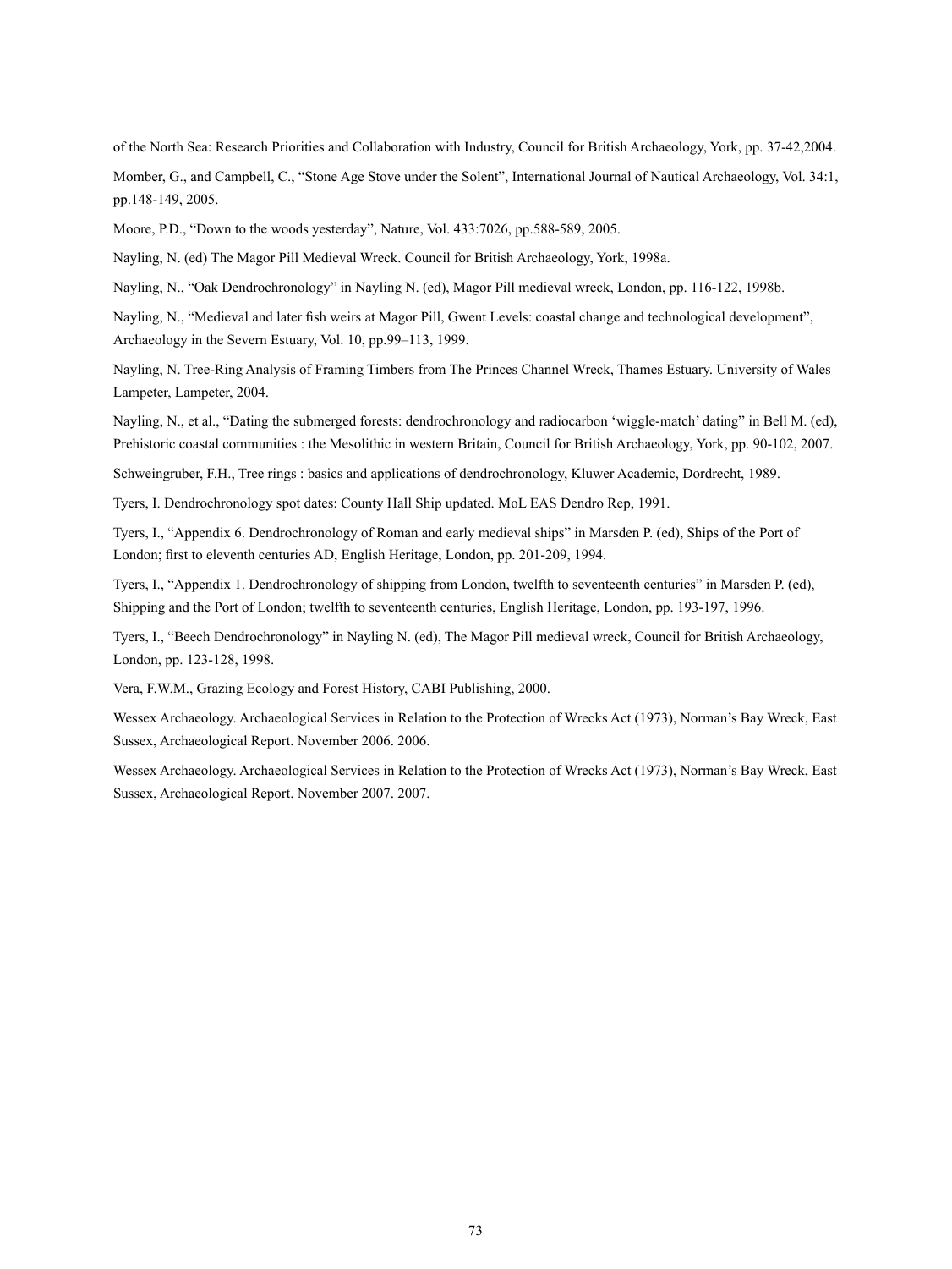of the North Sea: Research Priorities and Collaboration with Industry, Council for British Archaeology, York, pp. 37-42,2004.

Momber, G., and Campbell, C., "Stone Age Stove under the Solent", International Journal of Nautical Archaeology, Vol. 34:1, pp.148-149, 2005.

Moore, P.D., "Down to the woods yesterday", Nature, Vol. 433:7026, pp.588-589, 2005.

Nayling, N. (ed) The Magor Pill Medieval Wreck. Council for British Archaeology, York, 1998a.

Nayling, N., "Oak Dendrochronology" in Nayling N. (ed), Magor Pill medieval wreck, London, pp. 116-122, 1998b.

Nayling, N., "Medieval and later fish weirs at Magor Pill, Gwent Levels: coastal change and technological development", Archaeology in the Severn Estuary, Vol. 10, pp.99–113, 1999.

Nayling, N. Tree-Ring Analysis of Framing Timbers from The Princes Channel Wreck, Thames Estuary. University of Wales Lampeter, Lampeter, 2004.

Nayling, N., et al., "Dating the submerged forests: dendrochronology and radiocarbon 'wiggle-match' dating" in Bell M. (ed), Prehistoric coastal communities : the Mesolithic in western Britain, Council for British Archaeology, York, pp. 90-102, 2007.

Schweingruber, F.H., Tree rings : basics and applications of dendrochronology, Kluwer Academic, Dordrecht, 1989.

Tyers, I. Dendrochronology spot dates: County Hall Ship updated. MoL EAS Dendro Rep, 1991.

Tyers, I., "Appendix 6. Dendrochronology of Roman and early medieval ships" in Marsden P. (ed), Ships of the Port of London; first to eleventh centuries AD, English Heritage, London, pp. 201-209, 1994.

Tyers, I., "Appendix 1. Dendrochronology of shipping from London, twelfth to seventeenth centuries" in Marsden P. (ed), Shipping and the Port of London; twelfth to seventeenth centuries, English Heritage, London, pp. 193-197, 1996.

Tyers, I., "Beech Dendrochronology" in Nayling N. (ed), The Magor Pill medieval wreck, Council for British Archaeology, London, pp. 123-128, 1998.

Vera, F.W.M., Grazing Ecology and Forest History, CABI Publishing, 2000.

Wessex Archaeology. Archaeological Services in Relation to the Protection of Wrecks Act (1973), Norman's Bay Wreck, East Sussex, Archaeological Report. November 2006. 2006.

Wessex Archaeology. Archaeological Services in Relation to the Protection of Wrecks Act (1973), Norman's Bay Wreck, East Sussex, Archaeological Report. November 2007. 2007.